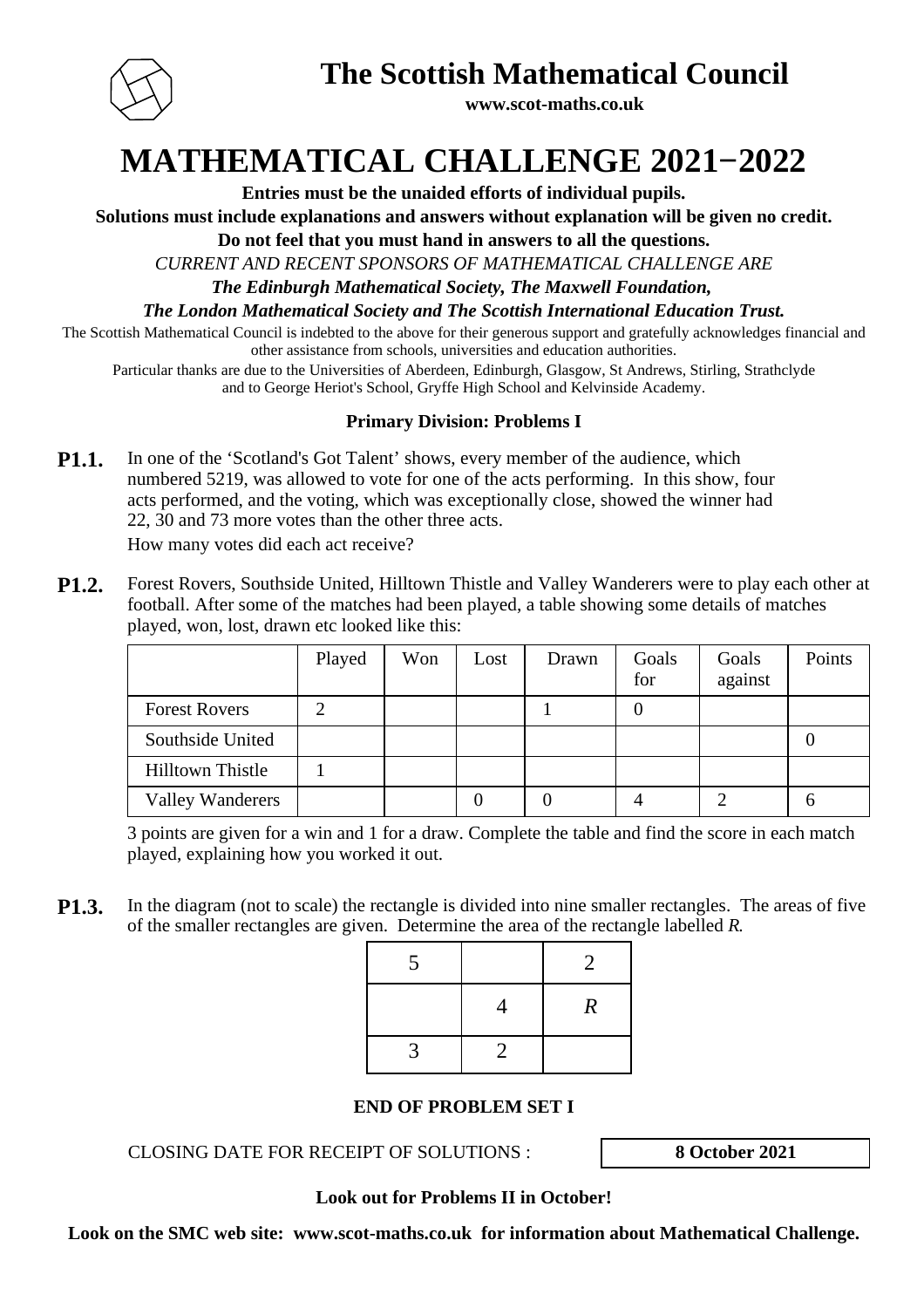# The Scottish Mathematical Council

**www.scot-maths.co.uk**

# MATHEMATICAL CHALLENGE 2021−2022

**Entries must be the unaided efforts of individual pupils.**

**Solutions must include explanations and answers without explanation will be given no credit.**

**Do not feel that you must hand in answers to all the questions.**

*CURRENT AND RECENT SPONSORS OF MATHEMATICAL CHALLENGE ARE*

***The Edinburgh Mathematical Society, The Maxwell Foundation,***

***The London Mathematical Society and The Scottish International Education Trust.***

The Scottish Mathematical Council is indebted to the above for their generous support and gratefully acknowledges financial and other assistance from schools, universities and education authorities.

Particular thanks are due to the Universities of Aberdeen, Edinburgh, Glasgow, St Andrews, Stirling, Strathclyde and to George Heriot's School, Gryffe High School and Kelvinside Academy.

### Primary Division: Problems I

**P1.1.** In one of the 'Scotland's Got Talent' shows, every member of the audience, which numbered 5219, was allowed to vote for one of the acts performing. In this show, four acts performed, and the voting, which was exceptionally close, showed the winner had 22, 30 and 73 more votes than the other three acts.

How many votes did each act receive?

**P1.2.** Forest Rovers, Southside United, Hilltown Thistle and Valley Wanderers were to play each other at football. After some of the matches had been played, a table showing some details of matches played, won, lost, drawn etc looked like this:

| | Played | Won | Lost | Drawn | Goals for | Goals against | Points |
|---|---|---|---|---|---|---|---|
| Forest Rovers | 2 | | | 1 | 0 | | |
| Southside United | | | | | | | 0 |
| Hilltown Thistle | 1 | | | | | | |
| Valley Wanderers | | | 0 | 0 | 4 | 2 | 6 |

3 points are given for a win and 1 for a draw. Complete the table and find the score in each match played, explaining how you worked it out.

**P1.3.** In the diagram (not to scale) the rectangle is divided into nine smaller rectangles. The areas of five of the smaller rectangles are given. Determine the area of the rectangle labelled *R*.

| | | |
|---|---|---|
| 5 | | 2 |
| | 4 | *R* |
| 3 | 2 | |

**END OF PROBLEM SET I**

CLOSING DATE FOR RECEIPT OF SOLUTIONS : **8 October 2021**

**Look out for Problems II in October!**

**Look on the SMC web site: www.scot-maths.co.uk for information about Mathematical Challenge.**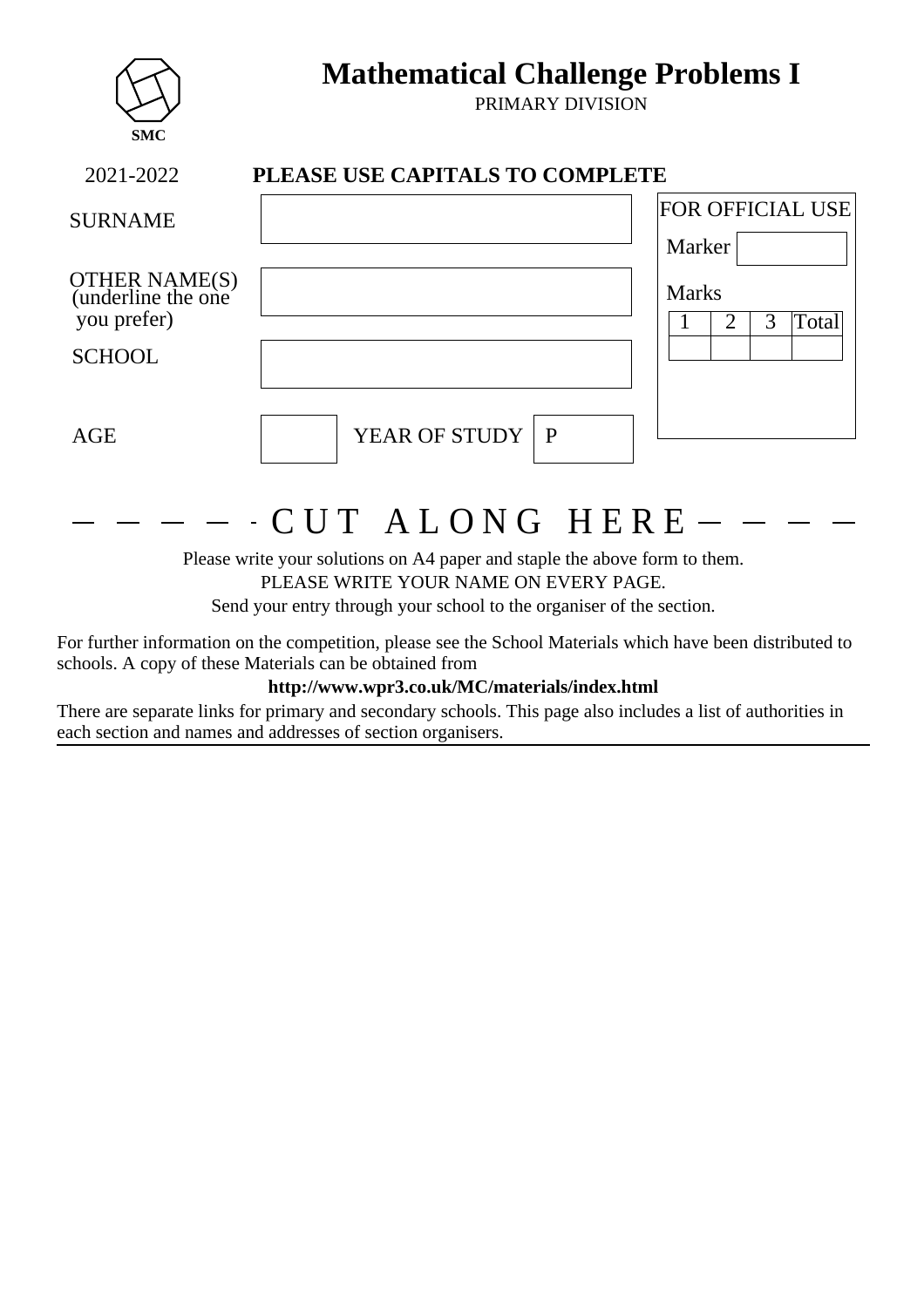SMC

# Mathematical Challenge Problems I

PRIMARY DIVISION

2021-2022 **PLEASE USE CAPITALS TO COMPLETE**

| | | |
|---|---|---|
| SURNAME | | |
| OTHER NAME(S) (underline the one you prefer) | | |
| SCHOOL | | |
| AGE | | YEAR OF STUDY P |

FOR OFFICIAL USE

Marker

Marks

| 1 | 2 | 3 | Total |
|---|---|---|---|
| | | | |

— — — — - C U T A L O N G H E R E — — — —

Please write your solutions on A4 paper and staple the above form to them.
PLEASE WRITE YOUR NAME ON EVERY PAGE.
Send your entry through your school to the organiser of the section.

For further information on the competition, please see the School Materials which have been distributed to schools. A copy of these Materials can be obtained from

**http://www.wpr3.co.uk/MC/materials/index.html**

There are separate links for primary and secondary schools. This page also includes a list of authorities in each section and names and addresses of section organisers.